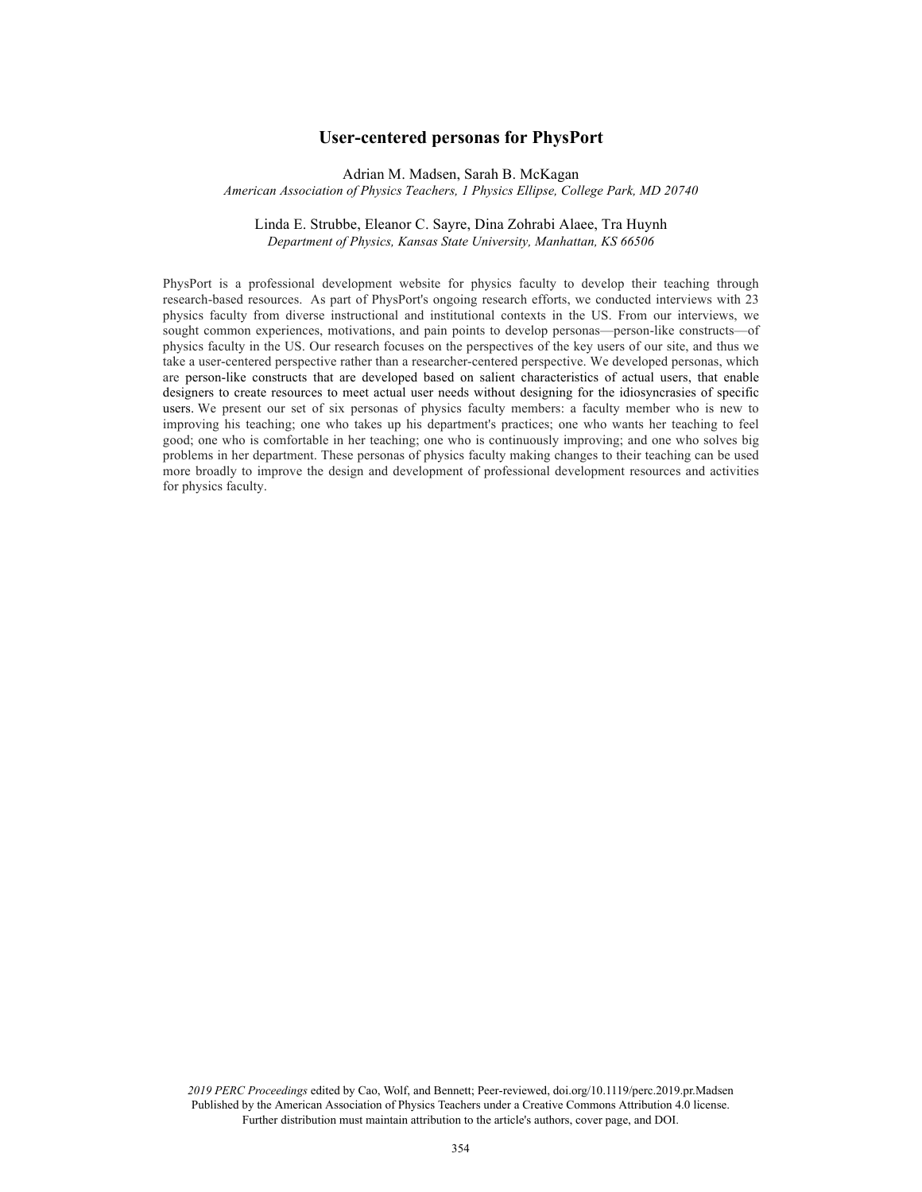# User-centered personas for PhysPort

Adrian M. Madsen, Sarah B. McKagan
*American Association of Physics Teachers, 1 Physics Ellipse, College Park, MD 20740*

Linda E. Strubbe, Eleanor C. Sayre, Dina Zohrabi Alaee, Tra Huynh
*Department of Physics, Kansas State University, Manhattan, KS 66506*

PhysPort is a professional development website for physics faculty to develop their teaching through research-based resources. As part of PhysPort's ongoing research efforts, we conducted interviews with 23 physics faculty from diverse instructional and institutional contexts in the US. From our interviews, we sought common experiences, motivations, and pain points to develop personas—person-like constructs—of physics faculty in the US. Our research focuses on the perspectives of the key users of our site, and thus we take a user-centered perspective rather than a researcher-centered perspective. We developed personas, which are person-like constructs that are developed based on salient characteristics of actual users, that enable designers to create resources to meet actual user needs without designing for the idiosyncrasies of specific users. We present our set of six personas of physics faculty members: a faculty member who is new to improving his teaching; one who takes up his department's practices; one who wants her teaching to feel good; one who is comfortable in her teaching; one who is continuously improving; and one who solves big problems in her department. These personas of physics faculty making changes to their teaching can be used more broadly to improve the design and development of professional development resources and activities for physics faculty.

*2019 PERC Proceedings* edited by Cao, Wolf, and Bennett; Peer-reviewed, doi.org/10.1119/perc.2019.pr.Madsen
Published by the American Association of Physics Teachers under a Creative Commons Attribution 4.0 license.
Further distribution must maintain attribution to the article's authors, cover page, and DOI.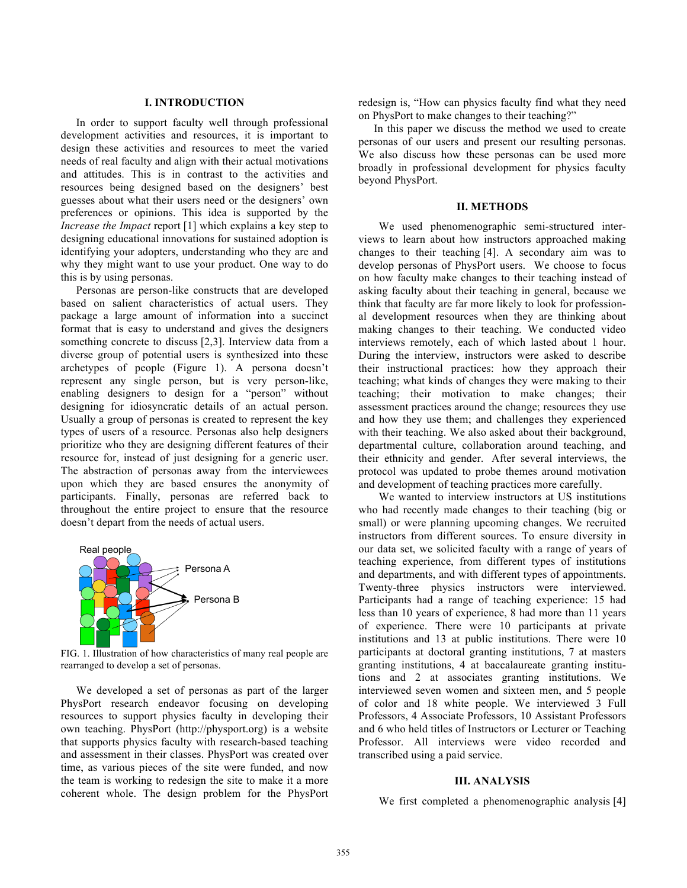## I. INTRODUCTION

In order to support faculty well through professional development activities and resources, it is important to design these activities and resources to meet the varied needs of real faculty and align with their actual motivations and attitudes. This is in contrast to the activities and resources being designed based on the designers' best guesses about what their users need or the designers' own preferences or opinions. This idea is supported by the *Increase the Impact* report [1] which explains a key step to designing educational innovations for sustained adoption is identifying your adopters, understanding who they are and why they might want to use your product. One way to do this is by using personas.

Personas are person-like constructs that are developed based on salient characteristics of actual users. They package a large amount of information into a succinct format that is easy to understand and gives the designers something concrete to discuss [2,3]. Interview data from a diverse group of potential users is synthesized into these archetypes of people (Figure 1). A persona doesn't represent any single person, but is very person-like, enabling designers to design for a "person" without designing for idiosyncratic details of an actual person. Usually a group of personas is created to represent the key types of users of a resource. Personas also help designers prioritize who they are designing different features of their resource for, instead of just designing for a generic user. The abstraction of personas away from the interviewees upon which they are based ensures the anonymity of participants. Finally, personas are referred back to throughout the entire project to ensure that the resource doesn't depart from the needs of actual users.

FIG. 1. Illustration of how characteristics of many real people are rearranged to develop a set of personas.

We developed a set of personas as part of the larger PhysPort research endeavor focusing on developing resources to support physics faculty in developing their own teaching. PhysPort (http://physport.org) is a website that supports physics faculty with research-based teaching and assessment in their classes. PhysPort was created over time, as various pieces of the site were funded, and now the team is working to redesign the site to make it a more coherent whole. The design problem for the PhysPort redesign is, "How can physics faculty find what they need on PhysPort to make changes to their teaching?"

In this paper we discuss the method we used to create personas of our users and present our resulting personas. We also discuss how these personas can be used more broadly in professional development for physics faculty beyond PhysPort.

## II. METHODS

We used phenomenographic semi-structured interviews to learn about how instructors approached making changes to their teaching [4]. A secondary aim was to develop personas of PhysPort users. We choose to focus on how faculty make changes to their teaching instead of asking faculty about their teaching in general, because we think that faculty are far more likely to look for professional development resources when they are thinking about making changes to their teaching. We conducted video interviews remotely, each of which lasted about 1 hour. During the interview, instructors were asked to describe their instructional practices: how they approach their teaching; what kinds of changes they were making to their teaching; their motivation to make changes; their assessment practices around the change; resources they use and how they use them; and challenges they experienced with their teaching. We also asked about their background, departmental culture, collaboration around teaching, and their ethnicity and gender. After several interviews, the protocol was updated to probe themes around motivation and development of teaching practices more carefully.

We wanted to interview instructors at US institutions who had recently made changes to their teaching (big or small) or were planning upcoming changes. We recruited instructors from different sources. To ensure diversity in our data set, we solicited faculty with a range of years of teaching experience, from different types of institutions and departments, and with different types of appointments. Twenty-three physics instructors were interviewed. Participants had a range of teaching experience: 15 had less than 10 years of experience, 8 had more than 11 years of experience. There were 10 participants at private institutions and 13 at public institutions. There were 10 participants at doctoral granting institutions, 7 at masters granting institutions, 4 at baccalaureate granting institutions and 2 at associates granting institutions. We interviewed seven women and sixteen men, and 5 people of color and 18 white people. We interviewed 3 Full Professors, 4 Associate Professors, 10 Assistant Professors and 6 who held titles of Instructors or Lecturer or Teaching Professor. All interviews were video recorded and transcribed using a paid service.

## III. ANALYSIS

We first completed a phenomenographic analysis [4]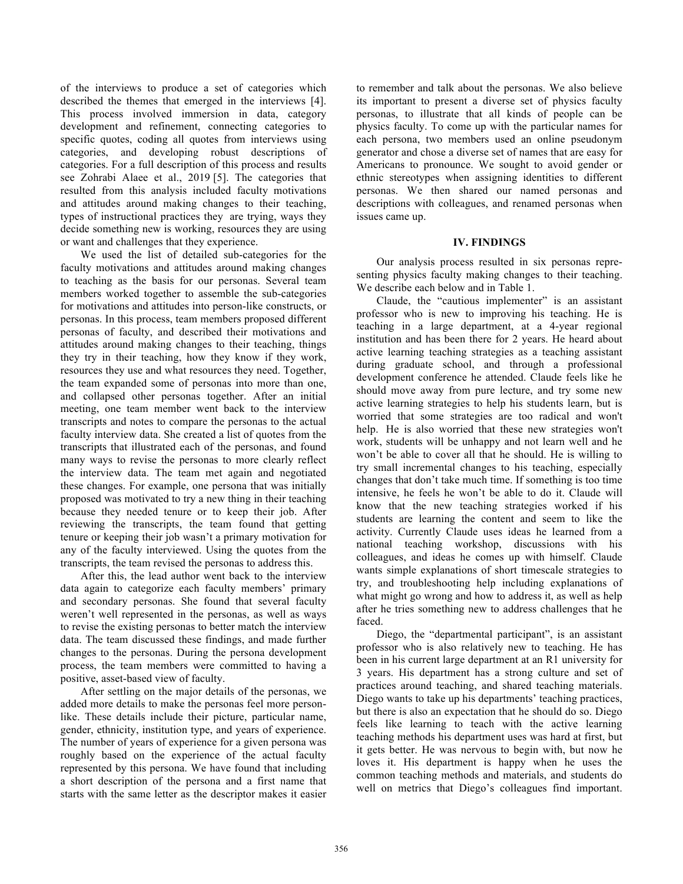of the interviews to produce a set of categories which described the themes that emerged in the interviews [4]. This process involved immersion in data, category development and refinement, connecting categories to specific quotes, coding all quotes from interviews using categories, and developing robust descriptions of categories. For a full description of this process and results see Zohrabi Alaee et al., 2019 [5]. The categories that resulted from this analysis included faculty motivations and attitudes around making changes to their teaching, types of instructional practices they are trying, ways they decide something new is working, resources they are using or want and challenges that they experience.

We used the list of detailed sub-categories for the faculty motivations and attitudes around making changes to teaching as the basis for our personas. Several team members worked together to assemble the sub-categories for motivations and attitudes into person-like constructs, or personas. In this process, team members proposed different personas of faculty, and described their motivations and attitudes around making changes to their teaching, things they try in their teaching, how they know if they work, resources they use and what resources they need. Together, the team expanded some of personas into more than one, and collapsed other personas together. After an initial meeting, one team member went back to the interview transcripts and notes to compare the personas to the actual faculty interview data. She created a list of quotes from the transcripts that illustrated each of the personas, and found many ways to revise the personas to more clearly reflect the interview data. The team met again and negotiated these changes. For example, one persona that was initially proposed was motivated to try a new thing in their teaching because they needed tenure or to keep their job. After reviewing the transcripts, the team found that getting tenure or keeping their job wasn't a primary motivation for any of the faculty interviewed. Using the quotes from the transcripts, the team revised the personas to address this.

After this, the lead author went back to the interview data again to categorize each faculty members' primary and secondary personas. She found that several faculty weren't well represented in the personas, as well as ways to revise the existing personas to better match the interview data. The team discussed these findings, and made further changes to the personas. During the persona development process, the team members were committed to having a positive, asset-based view of faculty.

After settling on the major details of the personas, we added more details to make the personas feel more person-like. These details include their picture, particular name, gender, ethnicity, institution type, and years of experience. The number of years of experience for a given persona was roughly based on the experience of the actual faculty represented by this persona. We have found that including a short description of the persona and a first name that starts with the same letter as the descriptor makes it easier to remember and talk about the personas. We also believe its important to present a diverse set of physics faculty personas, to illustrate that all kinds of people can be physics faculty. To come up with the particular names for each persona, two members used an online pseudonym generator and chose a diverse set of names that are easy for Americans to pronounce. We sought to avoid gender or ethnic stereotypes when assigning identities to different personas. We then shared our named personas and descriptions with colleagues, and renamed personas when issues came up.

## IV. FINDINGS

Our analysis process resulted in six personas representing physics faculty making changes to their teaching. We describe each below and in Table 1.

Claude, the "cautious implementer" is an assistant professor who is new to improving his teaching. He is teaching in a large department, at a 4-year regional institution and has been there for 2 years. He heard about active learning teaching strategies as a teaching assistant during graduate school, and through a professional development conference he attended. Claude feels like he should move away from pure lecture, and try some new active learning strategies to help his students learn, but is worried that some strategies are too radical and won't help. He is also worried that these new strategies won't work, students will be unhappy and not learn well and he won't be able to cover all that he should. He is willing to try small incremental changes to his teaching, especially changes that don't take much time. If something is too time intensive, he feels he won't be able to do it. Claude will know that the new teaching strategies worked if his students are learning the content and seem to like the activity. Currently Claude uses ideas he learned from a national teaching workshop, discussions with his colleagues, and ideas he comes up with himself. Claude wants simple explanations of short timescale strategies to try, and troubleshooting help including explanations of what might go wrong and how to address it, as well as help after he tries something new to address challenges that he faced.

Diego, the "departmental participant", is an assistant professor who is also relatively new to teaching. He has been in his current large department at an R1 university for 3 years. His department has a strong culture and set of practices around teaching, and shared teaching materials. Diego wants to take up his departments' teaching practices, but there is also an expectation that he should do so. Diego feels like learning to teach with the active learning teaching methods his department uses was hard at first, but it gets better. He was nervous to begin with, but now he loves it. His department is happy when he uses the common teaching methods and materials, and students do well on metrics that Diego's colleagues find important.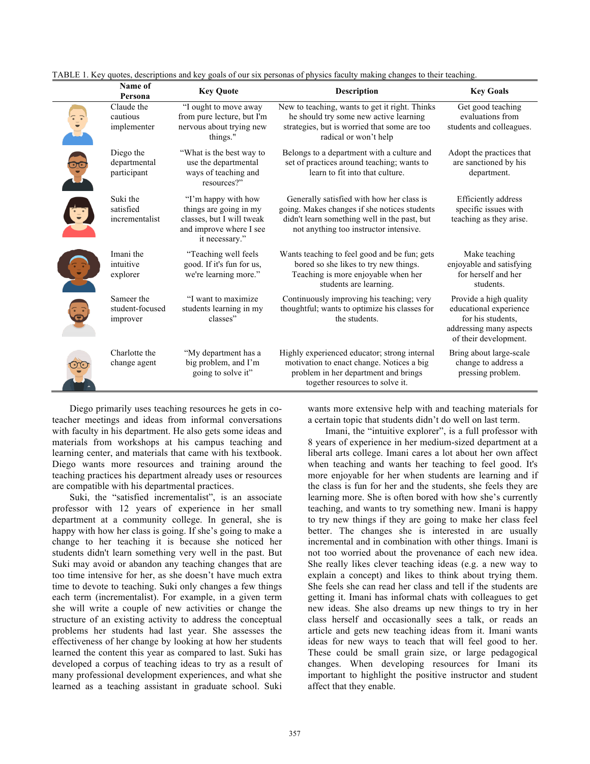TABLE 1. Key quotes, descriptions and key goals of our six personas of physics faculty making changes to their teaching.

| Name of Persona | Key Quote | Description | Key Goals |
|---|---|---|---|
| Claude the cautious implementer | "I ought to move away from pure lecture, but I'm nervous about trying new things." | New to teaching, wants to get it right. Thinks he should try some new active learning strategies, but is worried that some are too radical or won't help | Get good teaching evaluations from students and colleagues. |
| Diego the departmental participant | "What is the best way to use the departmental ways of teaching and resources?" | Belongs to a department with a culture and set of practices around teaching; wants to learn to fit into that culture. | Adopt the practices that are sanctioned by his department. |
| Suki the satisfied incrementalist | "I'm happy with how things are going in my classes, but I will tweak and improve where I see it necessary." | Generally satisfied with how her class is going. Makes changes if she notices students didn't learn something well in the past, but not anything too instructor intensive. | Efficiently address specific issues with teaching as they arise. |
| Imani the intuitive explorer | "Teaching well feels good. If it's fun for us, we're learning more." | Wants teaching to feel good and be fun; gets bored so she likes to try new things. Teaching is more enjoyable when her students are learning. | Make teaching enjoyable and satisfying for herself and her students. |
| Sameer the student-focused improver | "I want to maximize students learning in my classes" | Continuously improving his teaching; very thoughtful; wants to optimize his classes for the students. | Provide a high quality educational experience for his students, addressing many aspects of their development. |
| Charlotte the change agent | "My department has a big problem, and I'm going to solve it" | Highly experienced educator; strong internal motivation to enact change. Notices a big problem in her department and brings together resources to solve it. | Bring about large-scale change to address a pressing problem. |

Diego primarily uses teaching resources he gets in co-teacher meetings and ideas from informal conversations with faculty in his department. He also gets some ideas and materials from workshops at his campus teaching and learning center, and materials that came with his textbook. Diego wants more resources and training around the teaching practices his department already uses or resources are compatible with his departmental practices.

Suki, the "satisfied incrementalist", is an associate professor with 12 years of experience in her small department at a community college. In general, she is happy with how her class is going. If she's going to make a change to her teaching it is because she noticed her students didn't learn something very well in the past. But Suki may avoid or abandon any teaching changes that are too time intensive for her, as she doesn't have much extra time to devote to teaching. Suki only changes a few things each term (incrementalist). For example, in a given term she will write a couple of new activities or change the structure of an existing activity to address the conceptual problems her students had last year. She assesses the effectiveness of her change by looking at how her students learned the content this year as compared to last. Suki has developed a corpus of teaching ideas to try as a result of many professional development experiences, and what she learned as a teaching assistant in graduate school. Suki wants more extensive help with and teaching materials for a certain topic that students didn't do well on last term.

Imani, the "intuitive explorer", is a full professor with 8 years of experience in her medium-sized department at a liberal arts college. Imani cares a lot about her own affect when teaching and wants her teaching to feel good. It's more enjoyable for her when students are learning and if the class is fun for her and the students, she feels they are learning more. She is often bored with how she's currently teaching, and wants to try something new. Imani is happy to try new things if they are going to make her class feel better. The changes she is interested in are usually incremental and in combination with other things. Imani is not too worried about the provenance of each new idea. She really likes clever teaching ideas (e.g. a new way to explain a concept) and likes to think about trying them. She feels she can read her class and tell if the students are getting it. Imani has informal chats with colleagues to get new ideas. She also dreams up new things to try in her class herself and occasionally sees a talk, or reads an article and gets new teaching ideas from it. Imani wants ideas for new ways to teach that will feel good to her. These could be small grain size, or large pedagogical changes. When developing resources for Imani its important to highlight the positive instructor and student affect that they enable.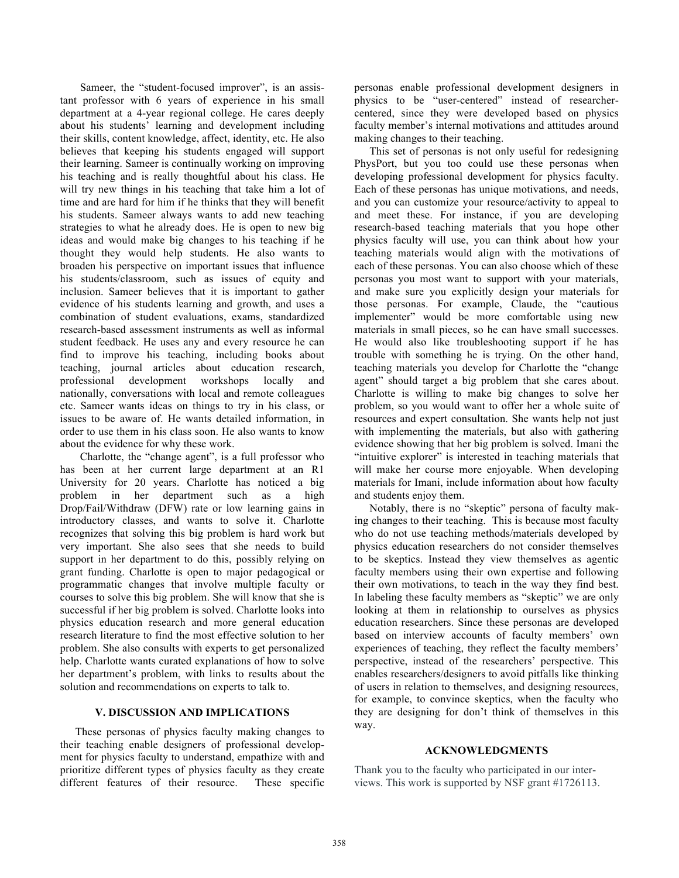Sameer, the "student-focused improver", is an assistant professor with 6 years of experience in his small department at a 4-year regional college. He cares deeply about his students' learning and development including their skills, content knowledge, affect, identity, etc. He also believes that keeping his students engaged will support their learning. Sameer is continually working on improving his teaching and is really thoughtful about his class. He will try new things in his teaching that take him a lot of time and are hard for him if he thinks that they will benefit his students. Sameer always wants to add new teaching strategies to what he already does. He is open to new big ideas and would make big changes to his teaching if he thought they would help students. He also wants to broaden his perspective on important issues that influence his students/classroom, such as issues of equity and inclusion. Sameer believes that it is important to gather evidence of his students learning and growth, and uses a combination of student evaluations, exams, standardized research-based assessment instruments as well as informal student feedback. He uses any and every resource he can find to improve his teaching, including books about teaching, journal articles about education research, professional development workshops locally and nationally, conversations with local and remote colleagues etc. Sameer wants ideas on things to try in his class, or issues to be aware of. He wants detailed information, in order to use them in his class soon. He also wants to know about the evidence for why these work.

Charlotte, the "change agent", is a full professor who has been at her current large department at an R1 University for 20 years. Charlotte has noticed a big problem in her department such as a high Drop/Fail/Withdraw (DFW) rate or low learning gains in introductory classes, and wants to solve it. Charlotte recognizes that solving this big problem is hard work but very important. She also sees that she needs to build support in her department to do this, possibly relying on grant funding. Charlotte is open to major pedagogical or programmatic changes that involve multiple faculty or courses to solve this big problem. She will know that she is successful if her big problem is solved. Charlotte looks into physics education research and more general education research literature to find the most effective solution to her problem. She also consults with experts to get personalized help. Charlotte wants curated explanations of how to solve her department's problem, with links to results about the solution and recommendations on experts to talk to.

## V. DISCUSSION AND IMPLICATIONS

These personas of physics faculty making changes to their teaching enable designers of professional development for physics faculty to understand, empathize with and prioritize different types of physics faculty as they create different features of their resource. These specific personas enable professional development designers in physics to be "user-centered" instead of researcher-centered, since they were developed based on physics faculty member's internal motivations and attitudes around making changes to their teaching.

This set of personas is not only useful for redesigning PhysPort, but you too could use these personas when developing professional development for physics faculty. Each of these personas has unique motivations, and needs, and you can customize your resource/activity to appeal to and meet these. For instance, if you are developing research-based teaching materials that you hope other physics faculty will use, you can think about how your teaching materials would align with the motivations of each of these personas. You can also choose which of these personas you most want to support with your materials, and make sure you explicitly design your materials for those personas. For example, Claude, the "cautious implementer" would be more comfortable using new materials in small pieces, so he can have small successes. He would also like troubleshooting support if he has trouble with something he is trying. On the other hand, teaching materials you develop for Charlotte the "change agent" should target a big problem that she cares about. Charlotte is willing to make big changes to solve her problem, so you would want to offer her a whole suite of resources and expert consultation. She wants help not just with implementing the materials, but also with gathering evidence showing that her big problem is solved. Imani the "intuitive explorer" is interested in teaching materials that will make her course more enjoyable. When developing materials for Imani, include information about how faculty and students enjoy them.

Notably, there is no "skeptic" persona of faculty making changes to their teaching. This is because most faculty who do not use teaching methods/materials developed by physics education researchers do not consider themselves to be skeptics. Instead they view themselves as agentic faculty members using their own expertise and following their own motivations, to teach in the way they find best. In labeling these faculty members as "skeptic" we are only looking at them in relationship to ourselves as physics education researchers. Since these personas are developed based on interview accounts of faculty members' own experiences of teaching, they reflect the faculty members' perspective, instead of the researchers' perspective. This enables researchers/designers to avoid pitfalls like thinking of users in relation to themselves, and designing resources, for example, to convince skeptics, when the faculty who they are designing for don't think of themselves in this way.

## ACKNOWLEDGMENTS

Thank you to the faculty who participated in our interviews. This work is supported by NSF grant #1726113.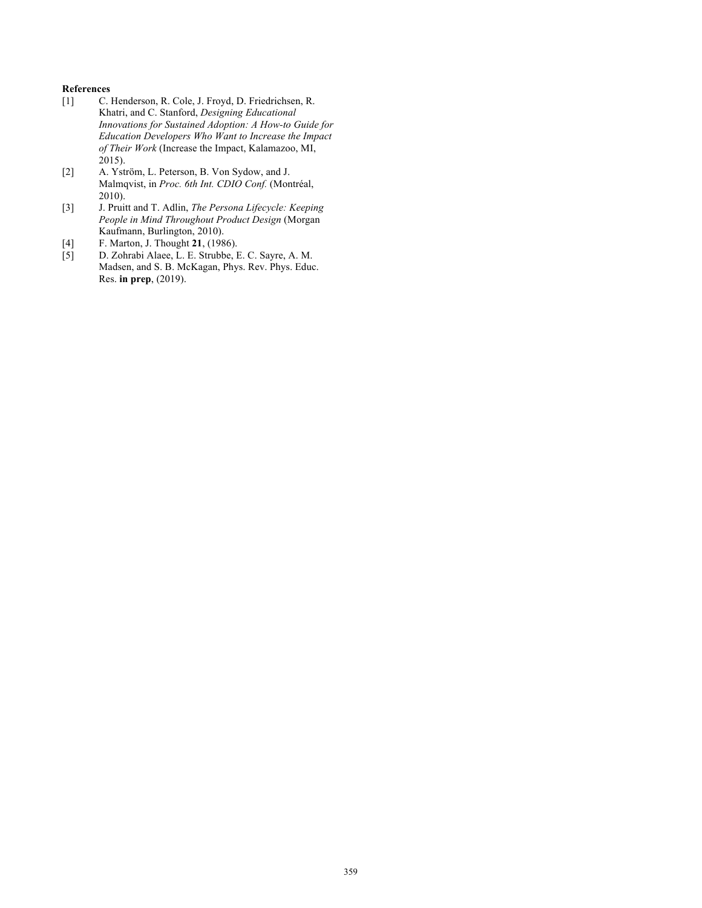**References**

[1] C. Henderson, R. Cole, J. Froyd, D. Friedrichsen, R. Khatri, and C. Stanford, *Designing Educational Innovations for Sustained Adoption: A How-to Guide for Education Developers Who Want to Increase the Impact of Their Work* (Increase the Impact, Kalamazoo, MI, 2015).

[2] A. Yström, L. Peterson, B. Von Sydow, and J. Malmqvist, in *Proc. 6th Int. CDIO Conf.* (Montréal, 2010).

[3] J. Pruitt and T. Adlin, *The Persona Lifecycle: Keeping People in Mind Throughout Product Design* (Morgan Kaufmann, Burlington, 2010).

[4] F. Marton, J. Thought **21**, (1986).

[5] D. Zohrabi Alaee, L. E. Strubbe, E. C. Sayre, A. M. Madsen, and S. B. McKagan, Phys. Rev. Phys. Educ. Res. **in prep**, (2019).